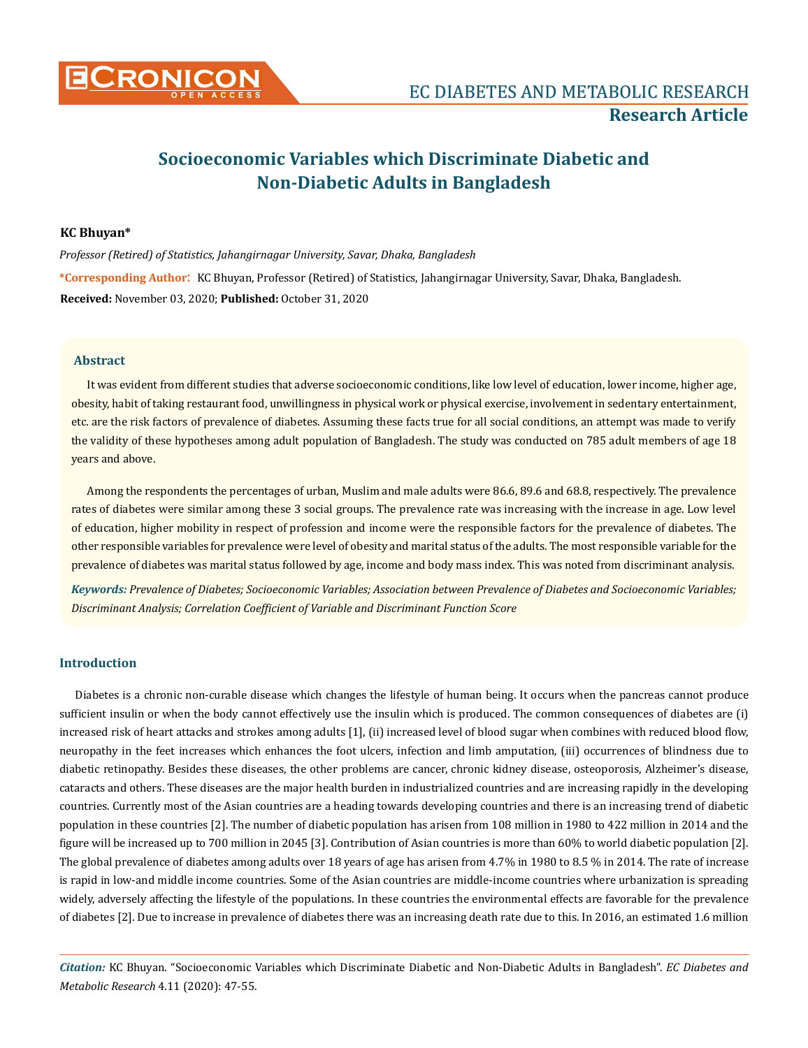# Socioeconomic Variables which Discriminate Diabetic and Non-Diabetic Adults in Bangladesh

**KC Bhuyan***

*Professor (Retired) of Statistics, Jahangirnagar University, Savar, Dhaka, Bangladesh*

***Corresponding Author**: KC Bhuyan, Professor (Retired) of Statistics, Jahangirnagar University, Savar, Dhaka, Bangladesh.

**Received:** November 03, 2020; **Published:** October 31, 2020

## Abstract

It was evident from different studies that adverse socioeconomic conditions, like low level of education, lower income, higher age, obesity, habit of taking restaurant food, unwillingness in physical work or physical exercise, involvement in sedentary entertainment, etc. are the risk factors of prevalence of diabetes. Assuming these facts true for all social conditions, an attempt was made to verify the validity of these hypotheses among adult population of Bangladesh. The study was conducted on 785 adult members of age 18 years and above.

Among the respondents the percentages of urban, Muslim and male adults were 86.6, 89.6 and 68.8, respectively. The prevalence rates of diabetes were similar among these 3 social groups. The prevalence rate was increasing with the increase in age. Low level of education, higher mobility in respect of profession and income were the responsible factors for the prevalence of diabetes. The other responsible variables for prevalence were level of obesity and marital status of the adults. The most responsible variable for the prevalence of diabetes was marital status followed by age, income and body mass index. This was noted from discriminant analysis.

***Keywords:*** *Prevalence of Diabetes; Socioeconomic Variables; Association between Prevalence of Diabetes and Socioeconomic Variables; Discriminant Analysis; Correlation Coefficient of Variable and Discriminant Function Score*

## Introduction

Diabetes is a chronic non-curable disease which changes the lifestyle of human being. It occurs when the pancreas cannot produce sufficient insulin or when the body cannot effectively use the insulin which is produced. The common consequences of diabetes are (i) increased risk of heart attacks and strokes among adults [1], (ii) increased level of blood sugar when combines with reduced blood flow, neuropathy in the feet increases which enhances the foot ulcers, infection and limb amputation, (iii) occurrences of blindness due to diabetic retinopathy. Besides these diseases, the other problems are cancer, chronic kidney disease, osteoporosis, Alzheimer's disease, cataracts and others. These diseases are the major health burden in industrialized countries and are increasing rapidly in the developing countries. Currently most of the Asian countries are a heading towards developing countries and there is an increasing trend of diabetic population in these countries [2]. The number of diabetic population has arisen from 108 million in 1980 to 422 million in 2014 and the figure will be increased up to 700 million in 2045 [3]. Contribution of Asian countries is more than 60% to world diabetic population [2]. The global prevalence of diabetes among adults over 18 years of age has arisen from 4.7% in 1980 to 8.5 % in 2014. The rate of increase is rapid in low-and middle income countries. Some of the Asian countries are middle-income countries where urbanization is spreading widely, adversely affecting the lifestyle of the populations. In these countries the environmental effects are favorable for the prevalence of diabetes [2]. Due to increase in prevalence of diabetes there was an increasing death rate due to this. In 2016, an estimated 1.6 million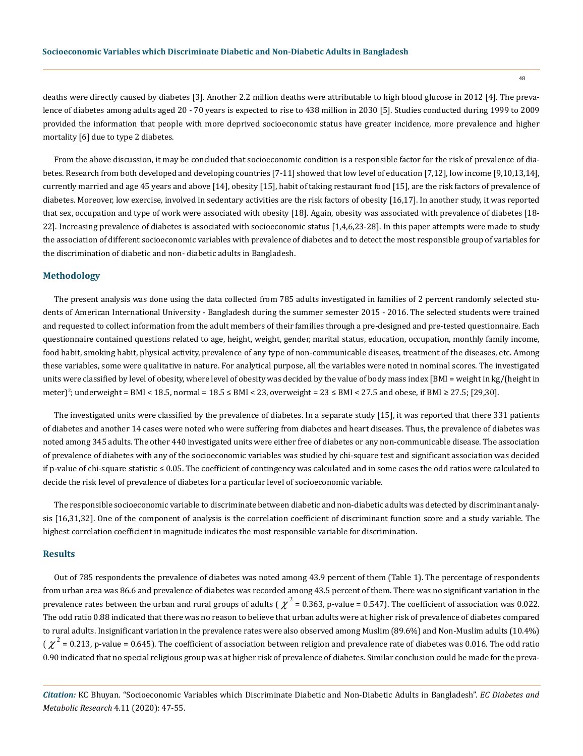deaths were directly caused by diabetes [3]. Another 2.2 million deaths were attributable to high blood glucose in 2012 [4]. The prevalence of diabetes among adults aged 20 - 70 years is expected to rise to 438 million in 2030 [5]. Studies conducted during 1999 to 2009 provided the information that people with more deprived socioeconomic status have greater incidence, more prevalence and higher mortality [6] due to type 2 diabetes.

From the above discussion, it may be concluded that socioeconomic condition is a responsible factor for the risk of prevalence of diabetes. Research from both developed and developing countries [7-11] showed that low level of education [7,12], low income [9,10,13,14], currently married and age 45 years and above [14], obesity [15], habit of taking restaurant food [15], are the risk factors of prevalence of diabetes. Moreover, low exercise, involved in sedentary activities are the risk factors of obesity [16,17]. In another study, it was reported that sex, occupation and type of work were associated with obesity [18]. Again, obesity was associated with prevalence of diabetes [18-22]. Increasing prevalence of diabetes is associated with socioeconomic status [1,4,6,23-28]. In this paper attempts were made to study the association of different socioeconomic variables with prevalence of diabetes and to detect the most responsible group of variables for the discrimination of diabetic and non- diabetic adults in Bangladesh.

## Methodology

The present analysis was done using the data collected from 785 adults investigated in families of 2 percent randomly selected students of American International University - Bangladesh during the summer semester 2015 - 2016. The selected students were trained and requested to collect information from the adult members of their families through a pre-designed and pre-tested questionnaire. Each questionnaire contained questions related to age, height, weight, gender, marital status, education, occupation, monthly family income, food habit, smoking habit, physical activity, prevalence of any type of non-communicable diseases, treatment of the diseases, etc. Among these variables, some were qualitative in nature. For analytical purpose, all the variables were noted in nominal scores. The investigated units were classified by level of obesity, where level of obesity was decided by the value of body mass index [BMI = weight in kg/(height in meter)$^2$; underweight = BMI < 18.5, normal = 18.5 ≤ BMI < 23, overweight = 23 ≤ BMI < 27.5 and obese, if BMI ≥ 27.5; [29,30].

The investigated units were classified by the prevalence of diabetes. In a separate study [15], it was reported that there 331 patients of diabetes and another 14 cases were noted who were suffering from diabetes and heart diseases. Thus, the prevalence of diabetes was noted among 345 adults. The other 440 investigated units were either free of diabetes or any non-communicable disease. The association of prevalence of diabetes with any of the socioeconomic variables was studied by chi-square test and significant association was decided if p-value of chi-square statistic ≤ 0.05. The coefficient of contingency was calculated and in some cases the odd ratios were calculated to decide the risk level of prevalence of diabetes for a particular level of socioeconomic variable.

The responsible socioeconomic variable to discriminate between diabetic and non-diabetic adults was detected by discriminant analysis [16,31,32]. One of the component of analysis is the correlation coefficient of discriminant function score and a study variable. The highest correlation coefficient in magnitude indicates the most responsible variable for discrimination.

## Results

Out of 785 respondents the prevalence of diabetes was noted among 43.9 percent of them (Table 1). The percentage of respondents from urban area was 86.6 and prevalence of diabetes was recorded among 43.5 percent of them. There was no significant variation in the prevalence rates between the urban and rural groups of adults ( $\chi^2$ = 0.363, p-value = 0.547). The coefficient of association was 0.022. The odd ratio 0.88 indicated that there was no reason to believe that urban adults were at higher risk of prevalence of diabetes compared to rural adults. Insignificant variation in the prevalence rates were also observed among Muslim (89.6%) and Non-Muslim adults (10.4%) ( $\chi^2$ = 0.213, p-value = 0.645). The coefficient of association between religion and prevalence rate of diabetes was 0.016. The odd ratio 0.90 indicated that no special religious group was at higher risk of prevalence of diabetes. Similar conclusion could be made for the preva-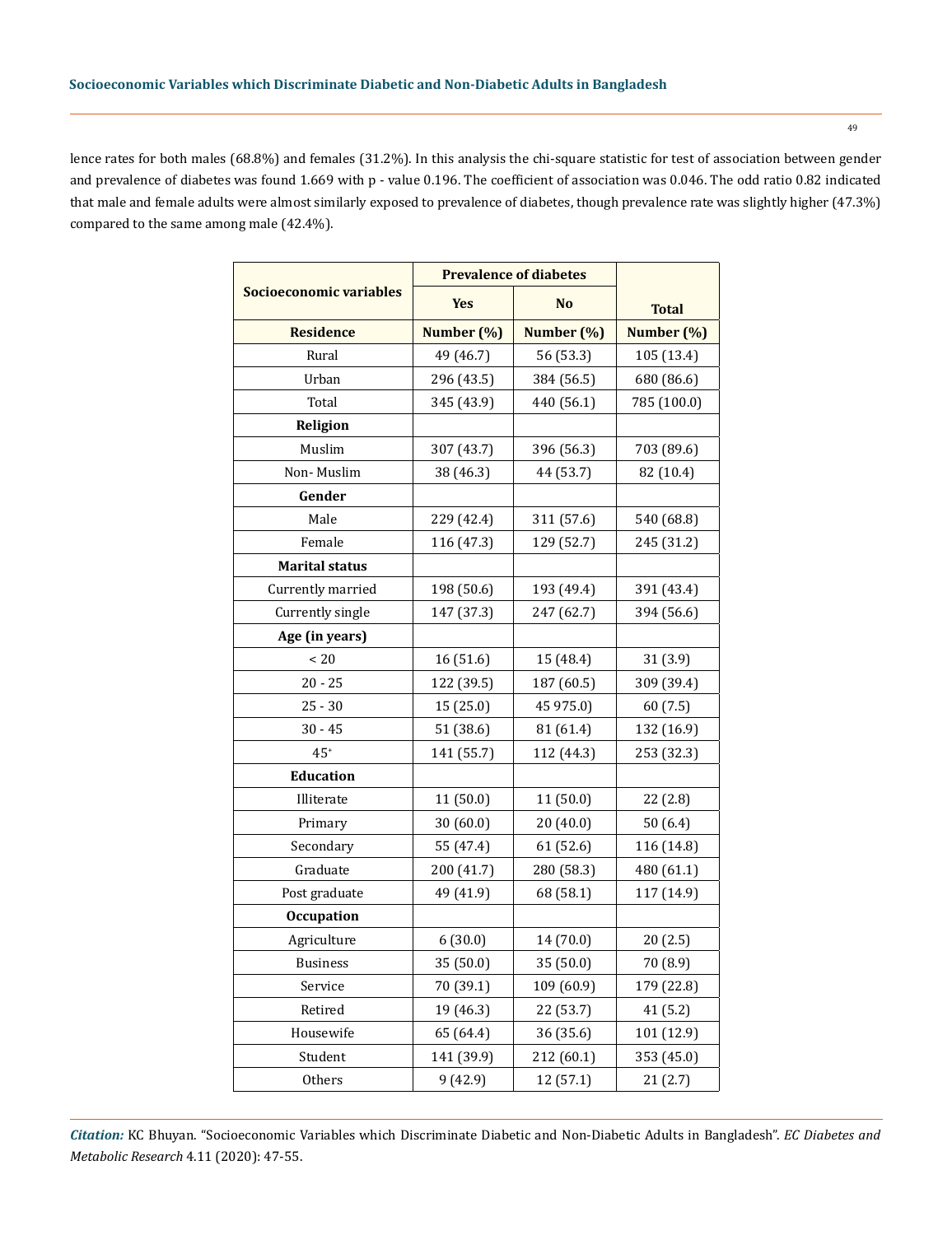lence rates for both males (68.8%) and females (31.2%). In this analysis the chi-square statistic for test of association between gender and prevalence of diabetes was found 1.669 with p - value 0.196. The coefficient of association was 0.046. The odd ratio 0.82 indicated that male and female adults were almost similarly exposed to prevalence of diabetes, though prevalence rate was slightly higher (47.3%) compared to the same among male (42.4%).

| Socioeconomic variables | Prevalence of diabetes | | Total |
|---|---|---|---|
| | Yes | No | |
| **Residence** | **Number (%)** | **Number (%)** | **Number (%)** |
| Rural | 49 (46.7) | 56 (53.3) | 105 (13.4) |
| Urban | 296 (43.5) | 384 (56.5) | 680 (86.6) |
| Total | 345 (43.9) | 440 (56.1) | 785 (100.0) |
| **Religion** | | | |
| Muslim | 307 (43.7) | 396 (56.3) | 703 (89.6) |
| Non- Muslim | 38 (46.3) | 44 (53.7) | 82 (10.4) |
| **Gender** | | | |
| Male | 229 (42.4) | 311 (57.6) | 540 (68.8) |
| Female | 116 (47.3) | 129 (52.7) | 245 (31.2) |
| **Marital status** | | | |
| Currently married | 198 (50.6) | 193 (49.4) | 391 (43.4) |
| Currently single | 147 (37.3) | 247 (62.7) | 394 (56.6) |
| **Age (in years)** | | | |
| < 20 | 16 (51.6) | 15 (48.4) | 31 (3.9) |
| 20 - 25 | 122 (39.5) | 187 (60.5) | 309 (39.4) |
| 25 - 30 | 15 (25.0) | 45 975.0) | 60 (7.5) |
| 30 - 45 | 51 (38.6) | 81 (61.4) | 132 (16.9) |
| 45+ | 141 (55.7) | 112 (44.3) | 253 (32.3) |
| **Education** | | | |
| Illiterate | 11 (50.0) | 11 (50.0) | 22 (2.8) |
| Primary | 30 (60.0) | 20 (40.0) | 50 (6.4) |
| Secondary | 55 (47.4) | 61 (52.6) | 116 (14.8) |
| Graduate | 200 (41.7) | 280 (58.3) | 480 (61.1) |
| Post graduate | 49 (41.9) | 68 (58.1) | 117 (14.9) |
| **Occupation** | | | |
| Agriculture | 6 (30.0) | 14 (70.0) | 20 (2.5) |
| Business | 35 (50.0) | 35 (50.0) | 70 (8.9) |
| Service | 70 (39.1) | 109 (60.9) | 179 (22.8) |
| Retired | 19 (46.3) | 22 (53.7) | 41 (5.2) |
| Housewife | 65 (64.4) | 36 (35.6) | 101 (12.9) |
| Student | 141 (39.9) | 212 (60.1) | 353 (45.0) |
| Others | 9 (42.9) | 12 (57.1) | 21 (2.7) |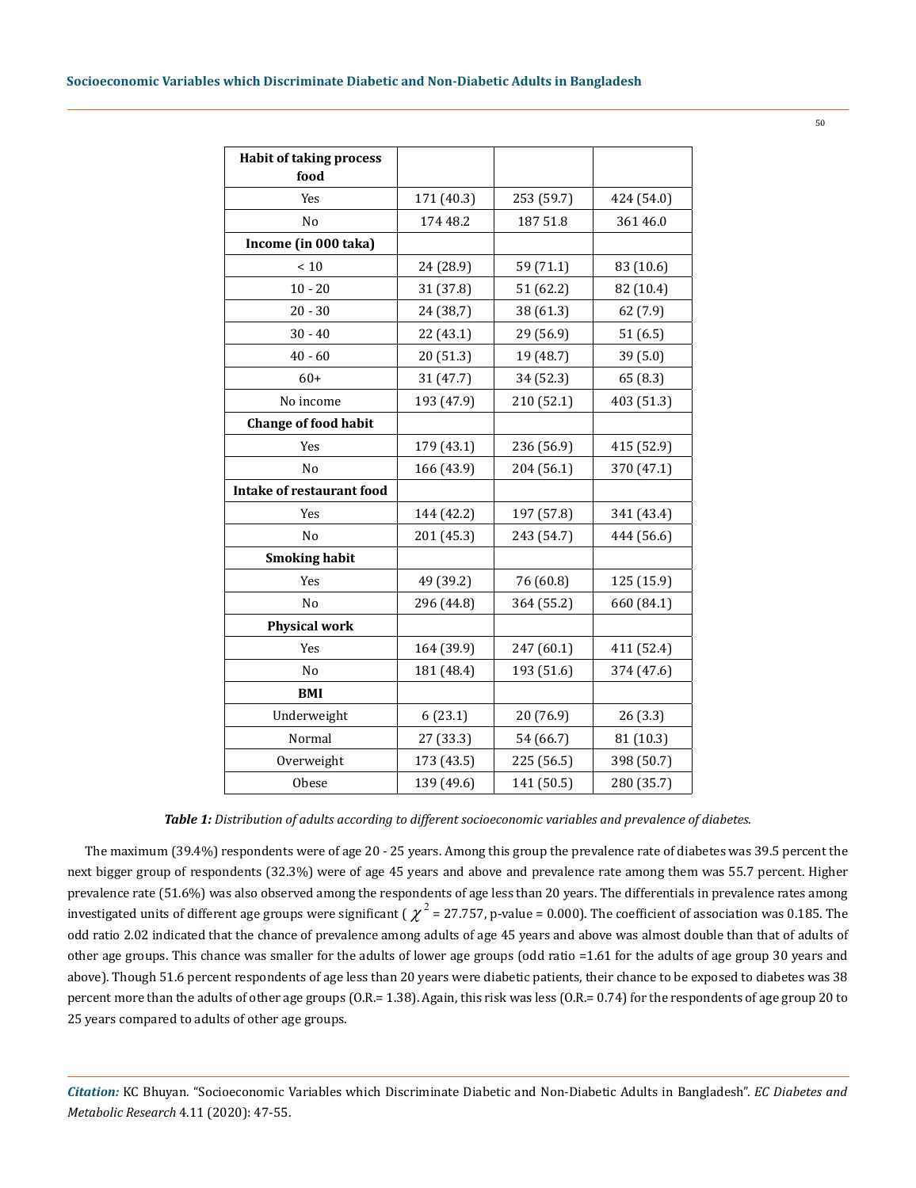| Habit of taking process food | | | |
|---|---|---|---|
| Yes | 171 (40.3) | 253 (59.7) | 424 (54.0) |
| No | 174 48.2 | 187 51.8 | 361 46.0 |
| **Income (in 000 taka)** | | | |
| < 10 | 24 (28.9) | 59 (71.1) | 83 (10.6) |
| 10 - 20 | 31 (37.8) | 51 (62.2) | 82 (10.4) |
| 20 - 30 | 24 (38,7) | 38 (61.3) | 62 (7.9) |
| 30 - 40 | 22 (43.1) | 29 (56.9) | 51 (6.5) |
| 40 - 60 | 20 (51.3) | 19 (48.7) | 39 (5.0) |
| 60+ | 31 (47.7) | 34 (52.3) | 65 (8.3) |
| No income | 193 (47.9) | 210 (52.1) | 403 (51.3) |
| **Change of food habit** | | | |
| Yes | 179 (43.1) | 236 (56.9) | 415 (52.9) |
| No | 166 (43.9) | 204 (56.1) | 370 (47.1) |
| **Intake of restaurant food** | | | |
| Yes | 144 (42.2) | 197 (57.8) | 341 (43.4) |
| No | 201 (45.3) | 243 (54.7) | 444 (56.6) |
| **Smoking habit** | | | |
| Yes | 49 (39.2) | 76 (60.8) | 125 (15.9) |
| No | 296 (44.8) | 364 (55.2) | 660 (84.1) |
| **Physical work** | | | |
| Yes | 164 (39.9) | 247 (60.1) | 411 (52.4) |
| No | 181 (48.4) | 193 (51.6) | 374 (47.6) |
| **BMI** | | | |
| Underweight | 6 (23.1) | 20 (76.9) | 26 (3.3) |
| Normal | 27 (33.3) | 54 (66.7) | 81 (10.3) |
| Overweight | 173 (43.5) | 225 (56.5) | 398 (50.7) |
| Obese | 139 (49.6) | 141 (50.5) | 280 (35.7) |

***Table 1:*** *Distribution of adults according to different socioeconomic variables and prevalence of diabetes.*

The maximum (39.4%) respondents were of age 20 - 25 years. Among this group the prevalence rate of diabetes was 39.5 percent the next bigger group of respondents (32.3%) were of age 45 years and above and prevalence rate among them was 55.7 percent. Higher prevalence rate (51.6%) was also observed among the respondents of age less than 20 years. The differentials in prevalence rates among investigated units of different age groups were significant ( $\chi^2$ = 27.757, p-value = 0.000). The coefficient of association was 0.185. The odd ratio 2.02 indicated that the chance of prevalence among adults of age 45 years and above was almost double than that of adults of other age groups. This chance was smaller for the adults of lower age groups (odd ratio =1.61 for the adults of age group 30 years and above). Though 51.6 percent respondents of age less than 20 years were diabetic patients, their chance to be exposed to diabetes was 38 percent more than the adults of other age groups (O.R.= 1.38). Again, this risk was less (O.R.= 0.74) for the respondents of age group 20 to 25 years compared to adults of other age groups.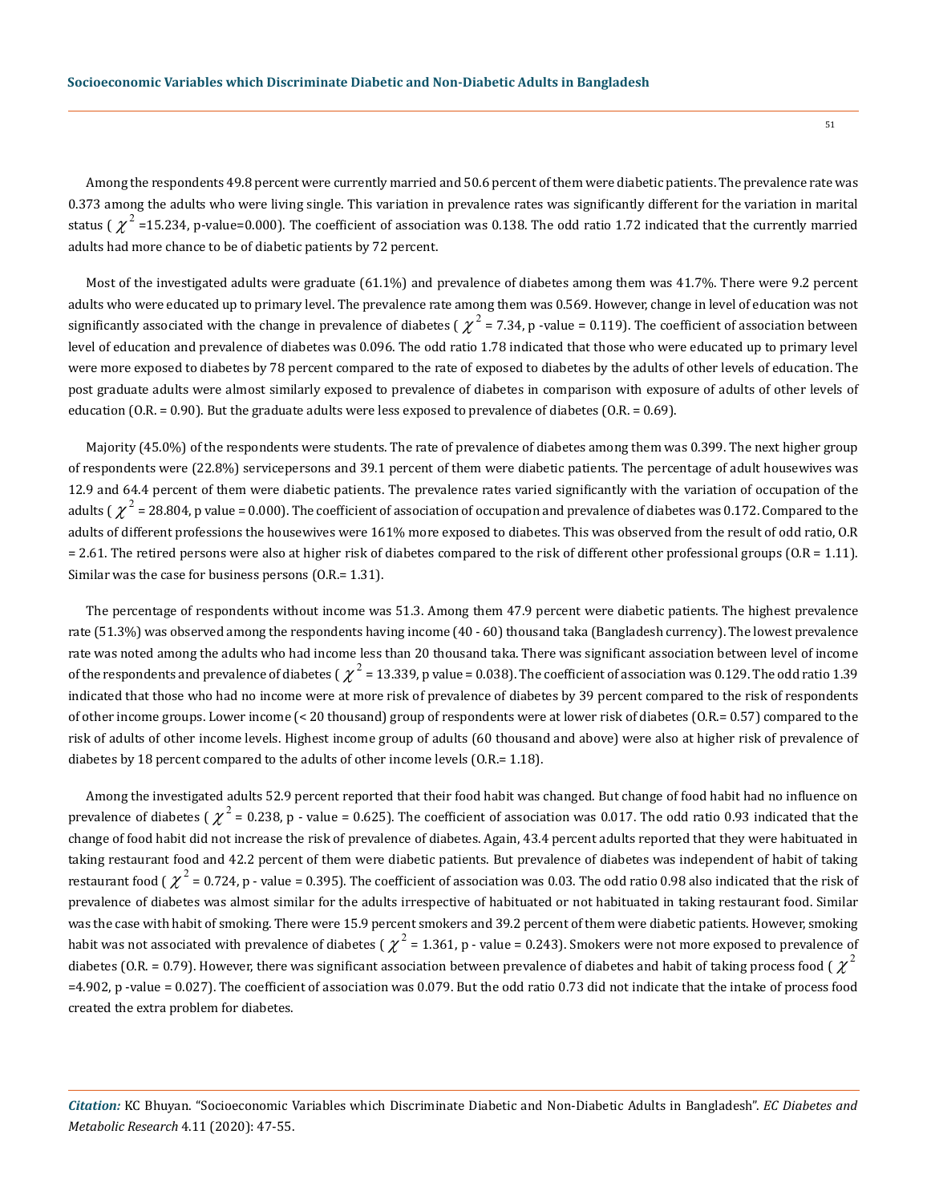Among the respondents 49.8 percent were currently married and 50.6 percent of them were diabetic patients. The prevalence rate was 0.373 among the adults who were living single. This variation in prevalence rates was significantly different for the variation in marital status ( $\chi^2$ =15.234, p-value=0.000). The coefficient of association was 0.138. The odd ratio 1.72 indicated that the currently married adults had more chance to be of diabetic patients by 72 percent.

Most of the investigated adults were graduate (61.1%) and prevalence of diabetes among them was 41.7%. There were 9.2 percent adults who were educated up to primary level. The prevalence rate among them was 0.569. However, change in level of education was not significantly associated with the change in prevalence of diabetes ( $\chi^2$ = 7.34, p -value = 0.119). The coefficient of association between level of education and prevalence of diabetes was 0.096. The odd ratio 1.78 indicated that those who were educated up to primary level were more exposed to diabetes by 78 percent compared to the rate of exposed to diabetes by the adults of other levels of education. The post graduate adults were almost similarly exposed to prevalence of diabetes in comparison with exposure of adults of other levels of education (O.R. = 0.90). But the graduate adults were less exposed to prevalence of diabetes (O.R. = 0.69).

Majority (45.0%) of the respondents were students. The rate of prevalence of diabetes among them was 0.399. The next higher group of respondents were (22.8%) servicepersons and 39.1 percent of them were diabetic patients. The percentage of adult housewives was 12.9 and 64.4 percent of them were diabetic patients. The prevalence rates varied significantly with the variation of occupation of the adults ( $\chi^2$ = 28.804, p value = 0.000). The coefficient of association of occupation and prevalence of diabetes was 0.172. Compared to the adults of different professions the housewives were 161% more exposed to diabetes. This was observed from the result of odd ratio, O.R = 2.61. The retired persons were also at higher risk of diabetes compared to the risk of different other professional groups (O.R = 1.11). Similar was the case for business persons (O.R.= 1.31).

The percentage of respondents without income was 51.3. Among them 47.9 percent were diabetic patients. The highest prevalence rate (51.3%) was observed among the respondents having income (40 - 60) thousand taka (Bangladesh currency). The lowest prevalence rate was noted among the adults who had income less than 20 thousand taka. There was significant association between level of income of the respondents and prevalence of diabetes ( $\chi^2$ = 13.339, p value = 0.038). The coefficient of association was 0.129. The odd ratio 1.39 indicated that those who had no income were at more risk of prevalence of diabetes by 39 percent compared to the risk of respondents of other income groups. Lower income (< 20 thousand) group of respondents were at lower risk of diabetes (O.R.= 0.57) compared to the risk of adults of other income levels. Highest income group of adults (60 thousand and above) were also at higher risk of prevalence of diabetes by 18 percent compared to the adults of other income levels (O.R.= 1.18).

Among the investigated adults 52.9 percent reported that their food habit was changed. But change of food habit had no influence on prevalence of diabetes ( $\chi^2$ = 0.238, p - value = 0.625). The coefficient of association was 0.017. The odd ratio 0.93 indicated that the change of food habit did not increase the risk of prevalence of diabetes. Again, 43.4 percent adults reported that they were habituated in taking restaurant food and 42.2 percent of them were diabetic patients. But prevalence of diabetes was independent of habit of taking restaurant food ( $\chi^2$ = 0.724, p - value = 0.395). The coefficient of association was 0.03. The odd ratio 0.98 also indicated that the risk of prevalence of diabetes was almost similar for the adults irrespective of habituated or not habituated in taking restaurant food. Similar was the case with habit of smoking. There were 15.9 percent smokers and 39.2 percent of them were diabetic patients. However, smoking habit was not associated with prevalence of diabetes ( $\chi^2$ = 1.361, p - value = 0.243). Smokers were not more exposed to prevalence of diabetes (O.R. = 0.79). However, there was significant association between prevalence of diabetes and habit of taking process food ( $\chi^2$ =4.902, p -value = 0.027). The coefficient of association was 0.079. But the odd ratio 0.73 did not indicate that the intake of process food created the extra problem for diabetes.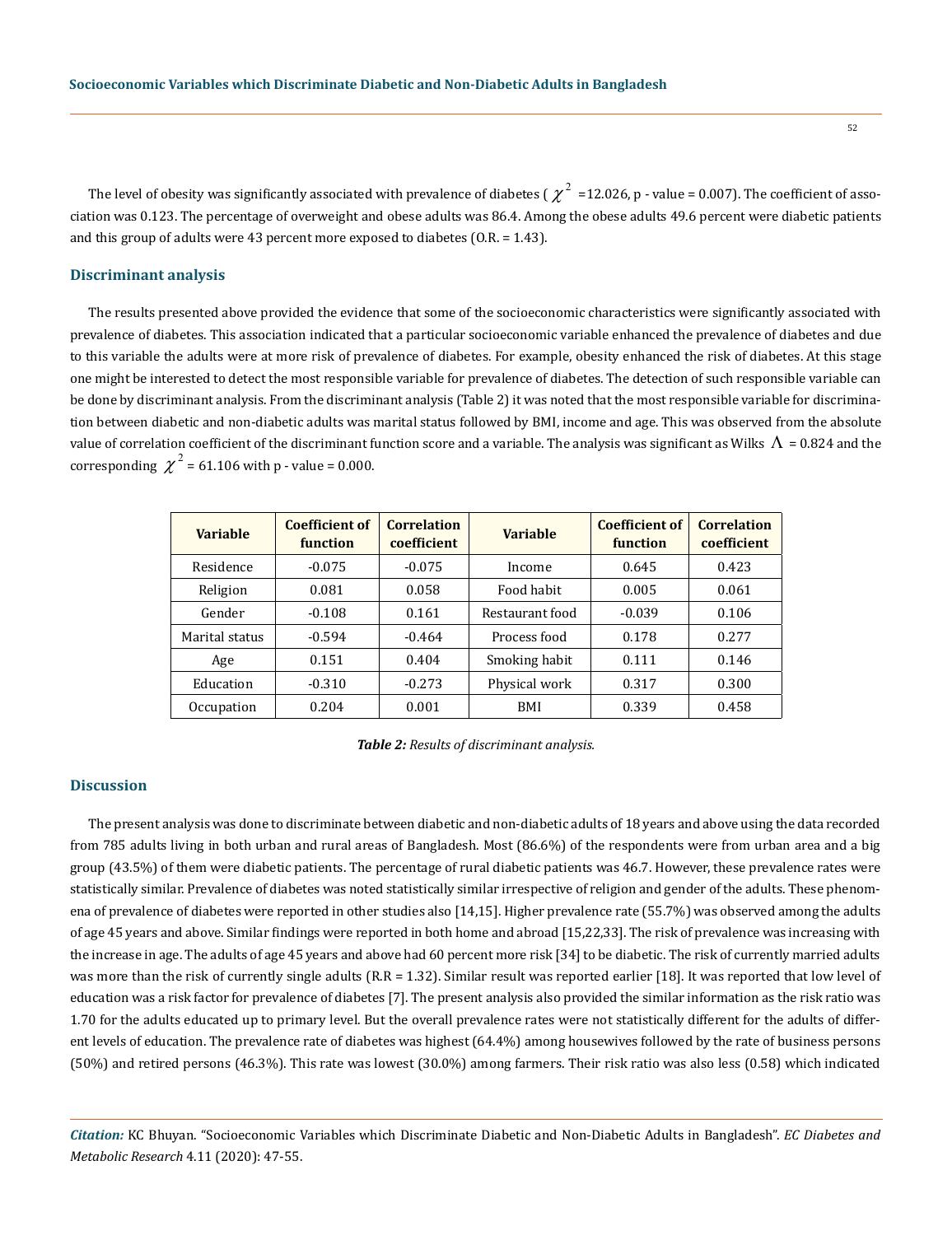The level of obesity was significantly associated with prevalence of diabetes ( $\chi^2$ =12.026, p - value = 0.007). The coefficient of association was 0.123. The percentage of overweight and obese adults was 86.4. Among the obese adults 49.6 percent were diabetic patients and this group of adults were 43 percent more exposed to diabetes (O.R. = 1.43).

## Discriminant analysis

The results presented above provided the evidence that some of the socioeconomic characteristics were significantly associated with prevalence of diabetes. This association indicated that a particular socioeconomic variable enhanced the prevalence of diabetes and due to this variable the adults were at more risk of prevalence of diabetes. For example, obesity enhanced the risk of diabetes. At this stage one might be interested to detect the most responsible variable for prevalence of diabetes. The detection of such responsible variable can be done by discriminant analysis. From the discriminant analysis (Table 2) it was noted that the most responsible variable for discrimination between diabetic and non-diabetic adults was marital status followed by BMI, income and age. This was observed from the absolute value of correlation coefficient of the discriminant function score and a variable. The analysis was significant as Wilks $\Lambda$ = 0.824 and the corresponding $\chi^2$ = 61.106 with p - value = 0.000.

| Variable | Coefficient of function | Correlation coefficient | Variable | Coefficient of function | Correlation coefficient |
|---|---|---|---|---|---|
| Residence | -0.075 | -0.075 | Income | 0.645 | 0.423 |
| Religion | 0.081 | 0.058 | Food habit | 0.005 | 0.061 |
| Gender | -0.108 | 0.161 | Restaurant food | -0.039 | 0.106 |
| Marital status | -0.594 | -0.464 | Process food | 0.178 | 0.277 |
| Age | 0.151 | 0.404 | Smoking habit | 0.111 | 0.146 |
| Education | -0.310 | -0.273 | Physical work | 0.317 | 0.300 |
| Occupation | 0.204 | 0.001 | BMI | 0.339 | 0.458 |

***Table 2:*** *Results of discriminant analysis.*

## Discussion

The present analysis was done to discriminate between diabetic and non-diabetic adults of 18 years and above using the data recorded from 785 adults living in both urban and rural areas of Bangladesh. Most (86.6%) of the respondents were from urban area and a big group (43.5%) of them were diabetic patients. The percentage of rural diabetic patients was 46.7. However, these prevalence rates were statistically similar. Prevalence of diabetes was noted statistically similar irrespective of religion and gender of the adults. These phenomena of prevalence of diabetes were reported in other studies also [14,15]. Higher prevalence rate (55.7%) was observed among the adults of age 45 years and above. Similar findings were reported in both home and abroad [15,22,33]. The risk of prevalence was increasing with the increase in age. The adults of age 45 years and above had 60 percent more risk [34] to be diabetic. The risk of currently married adults was more than the risk of currently single adults (R.R = 1.32). Similar result was reported earlier [18]. It was reported that low level of education was a risk factor for prevalence of diabetes [7]. The present analysis also provided the similar information as the risk ratio was 1.70 for the adults educated up to primary level. But the overall prevalence rates were not statistically different for the adults of different levels of education. The prevalence rate of diabetes was highest (64.4%) among housewives followed by the rate of business persons (50%) and retired persons (46.3%). This rate was lowest (30.0%) among farmers. Their risk ratio was also less (0.58) which indicated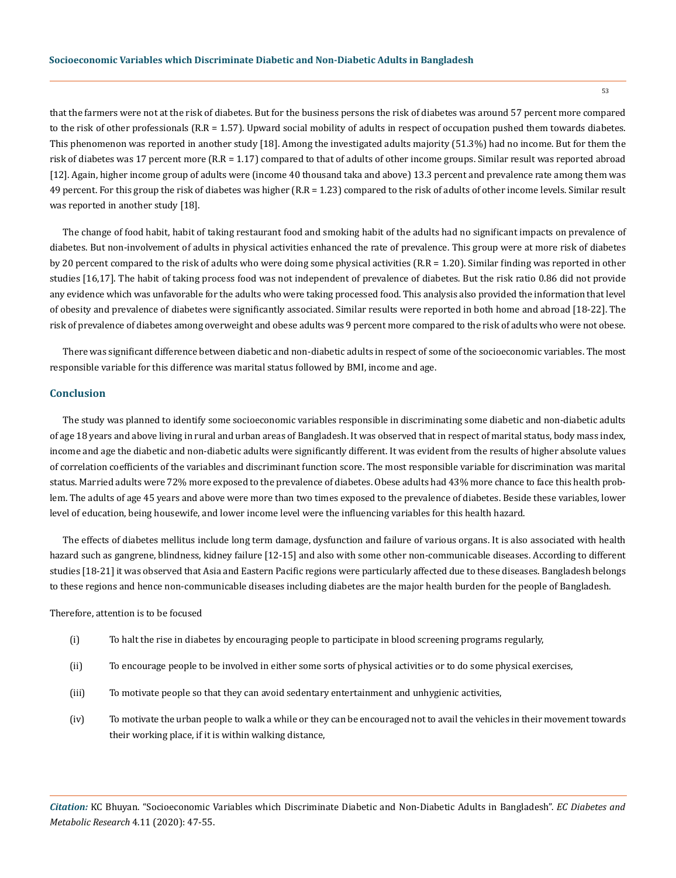that the farmers were not at the risk of diabetes. But for the business persons the risk of diabetes was around 57 percent more compared to the risk of other professionals (R.R = 1.57). Upward social mobility of adults in respect of occupation pushed them towards diabetes. This phenomenon was reported in another study [18]. Among the investigated adults majority (51.3%) had no income. But for them the risk of diabetes was 17 percent more (R.R = 1.17) compared to that of adults of other income groups. Similar result was reported abroad [12]. Again, higher income group of adults were (income 40 thousand taka and above) 13.3 percent and prevalence rate among them was 49 percent. For this group the risk of diabetes was higher (R.R = 1.23) compared to the risk of adults of other income levels. Similar result was reported in another study [18].

The change of food habit, habit of taking restaurant food and smoking habit of the adults had no significant impacts on prevalence of diabetes. But non-involvement of adults in physical activities enhanced the rate of prevalence. This group were at more risk of diabetes by 20 percent compared to the risk of adults who were doing some physical activities (R.R = 1.20). Similar finding was reported in other studies [16,17]. The habit of taking process food was not independent of prevalence of diabetes. But the risk ratio 0.86 did not provide any evidence which was unfavorable for the adults who were taking processed food. This analysis also provided the information that level of obesity and prevalence of diabetes were significantly associated. Similar results were reported in both home and abroad [18-22]. The risk of prevalence of diabetes among overweight and obese adults was 9 percent more compared to the risk of adults who were not obese.

There was significant difference between diabetic and non-diabetic adults in respect of some of the socioeconomic variables. The most responsible variable for this difference was marital status followed by BMI, income and age.

## Conclusion

The study was planned to identify some socioeconomic variables responsible in discriminating some diabetic and non-diabetic adults of age 18 years and above living in rural and urban areas of Bangladesh. It was observed that in respect of marital status, body mass index, income and age the diabetic and non-diabetic adults were significantly different. It was evident from the results of higher absolute values of correlation coefficients of the variables and discriminant function score. The most responsible variable for discrimination was marital status. Married adults were 72% more exposed to the prevalence of diabetes. Obese adults had 43% more chance to face this health problem. The adults of age 45 years and above were more than two times exposed to the prevalence of diabetes. Beside these variables, lower level of education, being housewife, and lower income level were the influencing variables for this health hazard.

The effects of diabetes mellitus include long term damage, dysfunction and failure of various organs. It is also associated with health hazard such as gangrene, blindness, kidney failure [12-15] and also with some other non-communicable diseases. According to different studies [18-21] it was observed that Asia and Eastern Pacific regions were particularly affected due to these diseases. Bangladesh belongs to these regions and hence non-communicable diseases including diabetes are the major health burden for the people of Bangladesh.

Therefore, attention is to be focused

(i) To halt the rise in diabetes by encouraging people to participate in blood screening programs regularly,

(ii) To encourage people to be involved in either some sorts of physical activities or to do some physical exercises,

(iii) To motivate people so that they can avoid sedentary entertainment and unhygienic activities,

(iv) To motivate the urban people to walk a while or they can be encouraged not to avail the vehicles in their movement towards their working place, if it is within walking distance,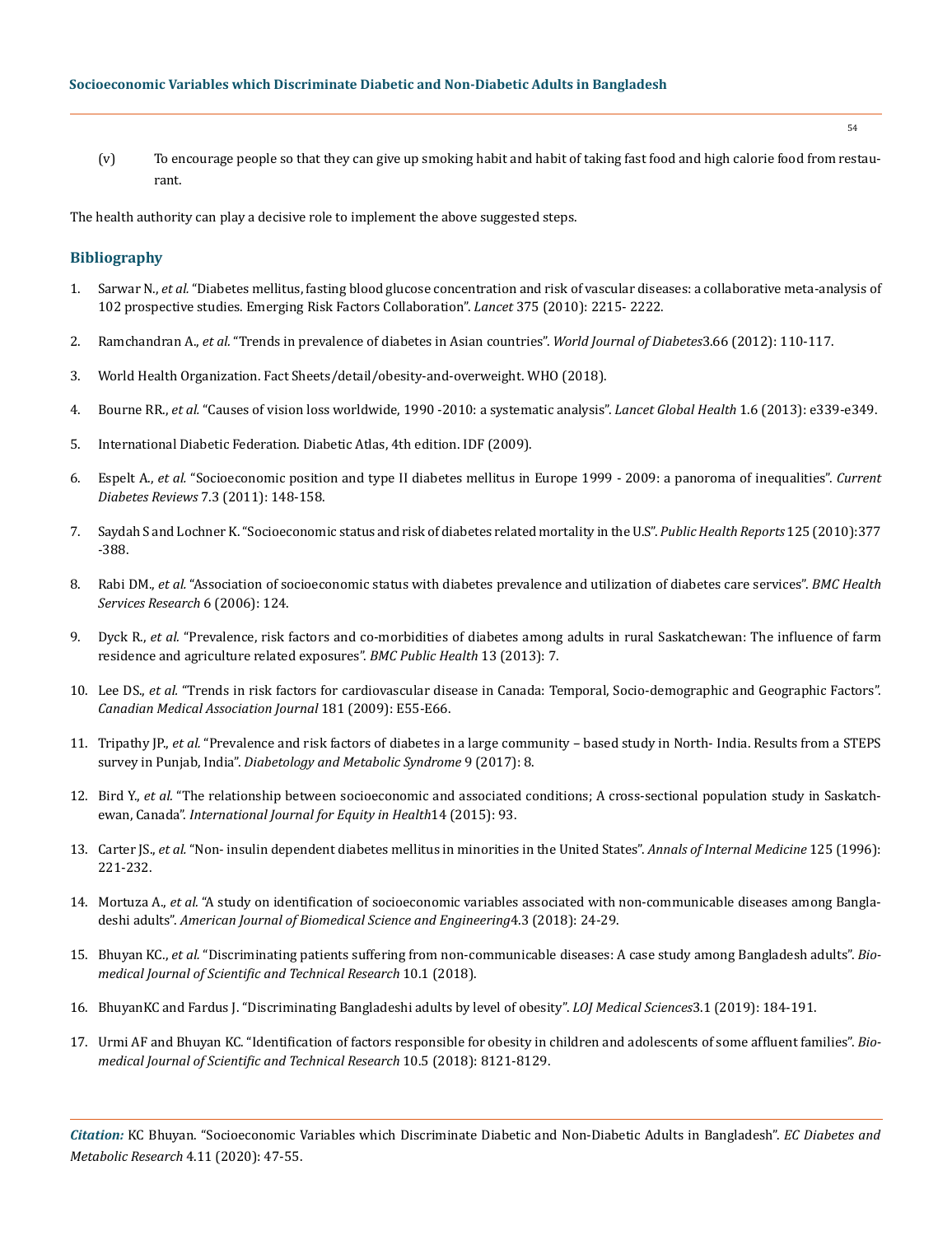(v) To encourage people so that they can give up smoking habit and habit of taking fast food and high calorie food from restaurant.

The health authority can play a decisive role to implement the above suggested steps.

## Bibliography

1. Sarwar N., *et al.* "Diabetes mellitus, fasting blood glucose concentration and risk of vascular diseases: a collaborative meta-analysis of 102 prospective studies. Emerging Risk Factors Collaboration". *Lancet* 375 (2010): 2215- 2222.
2. Ramchandran A., *et al*. "Trends in prevalence of diabetes in Asian countries". *World Journal of Diabetes*3.66 (2012): 110-117.
3. World Health Organization. Fact Sheets/detail/obesity-and-overweight. WHO (2018).
4. Bourne RR., *et al.* "Causes of vision loss worldwide, 1990 -2010: a systematic analysis". *Lancet Global Health* 1.6 (2013): e339-e349.
5. International Diabetic Federation. Diabetic Atlas, 4th edition. IDF (2009).
6. Espelt A., *et al.* "Socioeconomic position and type II diabetes mellitus in Europe 1999 - 2009: a panoroma of inequalities". *Current Diabetes Reviews* 7.3 (2011): 148-158.
7. Saydah S and Lochner K. "Socioeconomic status and risk of diabetes related mortality in the U.S". *Public Health Reports* 125 (2010):377 -388.
8. Rabi DM., *et al.* "Association of socioeconomic status with diabetes prevalence and utilization of diabetes care services". *BMC Health Services Research* 6 (2006): 124.
9. Dyck R., *et al.* "Prevalence, risk factors and co-morbidities of diabetes among adults in rural Saskatchewan: The influence of farm residence and agriculture related exposures". *BMC Public Health* 13 (2013): 7.
10. Lee DS., *et al.* "Trends in risk factors for cardiovascular disease in Canada: Temporal, Socio-demographic and Geographic Factors". *Canadian Medical Association Journal* 181 (2009): E55-E66.
11. Tripathy JP., *et al.* "Prevalence and risk factors of diabetes in a large community – based study in North- India. Results from a STEPS survey in Punjab, India". *Diabetology and Metabolic Syndrome* 9 (2017): 8.
12. Bird Y., *et al.* "The relationship between socioeconomic and associated conditions; A cross-sectional population study in Saskatchewan, Canada". *International Journal for Equity in Health*14 (2015): 93.
13. Carter JS., *et al.* "Non- insulin dependent diabetes mellitus in minorities in the United States". *Annals of Internal Medicine* 125 (1996): 221-232.
14. Mortuza A., *et al.* "A study on identification of socioeconomic variables associated with non-communicable diseases among Bangladeshi adults". *American Journal of Biomedical Science and Engineering*4.3 (2018): 24-29.
15. Bhuyan KC., *et al.* "Discriminating patients suffering from non-communicable diseases: A case study among Bangladesh adults". *Biomedical Journal of Scientific and Technical Research* 10.1 (2018).
16. BhuyanKC and Fardus J. "Discriminating Bangladeshi adults by level of obesity". *LOJ Medical Sciences*3.1 (2019): 184-191.
17. Urmi AF and Bhuyan KC. "Identification of factors responsible for obesity in children and adolescents of some affluent families". *Biomedical Journal of Scientific and Technical Research* 10.5 (2018): 8121-8129.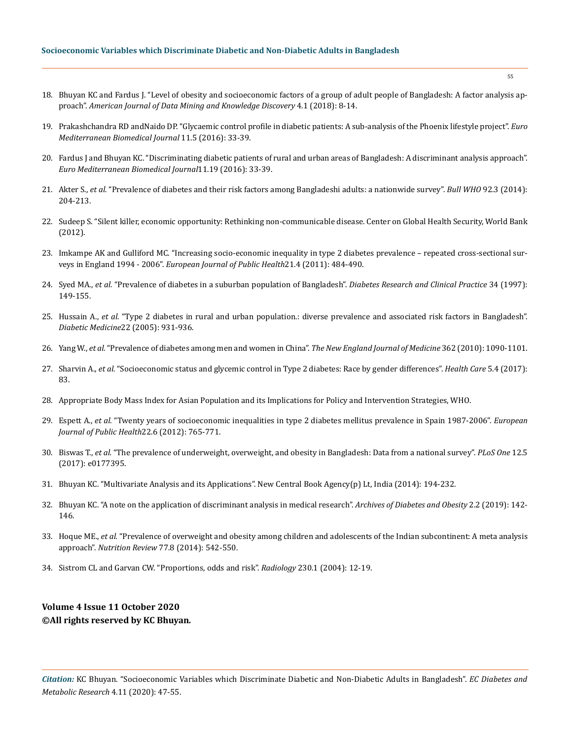18. Bhuyan KC and Fardus J. "Level of obesity and socioeconomic factors of a group of adult people of Bangladesh: A factor analysis approach". *American Journal of Data Mining and Knowledge Discovery* 4.1 (2018): 8-14.

19. Prakashchandra RD andNaido DP. "Glycaemic control profile in diabetic patients: A sub-analysis of the Phoenix lifestyle project". *Euro Mediterranean Biomedical Journal* 11.5 (2016): 33-39.

20. Fardus J and Bhuyan KC. "Discriminating diabetic patients of rural and urban areas of Bangladesh: A discriminant analysis approach". *Euro Mediterranean Biomedical Journal*11.19 (2016): 33-39.

21. Akter S., *et al.* "Prevalence of diabetes and their risk factors among Bangladeshi adults: a nationwide survey". *Bull WHO* 92.3 (2014): 204-213.

22. Sudeep S. "Silent killer, economic opportunity: Rethinking non-communicable disease. Center on Global Health Security, World Bank (2012).

23. Imkampe AK and Gulliford MC. "Increasing socio-economic inequality in type 2 diabetes prevalence – repeated cross-sectional surveys in England 1994 - 2006". *European Journal of Public Health*21.4 (2011): 484-490.

24. Syed MA., *et al.* "Prevalence of diabetes in a suburban population of Bangladesh". *Diabetes Research and Clinical Practice* 34 (1997): 149-155.

25. Hussain A., *et al.* "Type 2 diabetes in rural and urban population.: diverse prevalence and associated risk factors in Bangladesh". *Diabetic Medicine*22 (2005): 931-936.

26. Yang W., *et al.* "Prevalence of diabetes among men and women in China". *The New England Journal of Medicine* 362 (2010): 1090-1101.

27. Sharvin A., *et al.* "Socioeconomic status and glycemic control in Type 2 diabetes: Race by gender differences". *Health Care* 5.4 (2017): 83.

28. Appropriate Body Mass Index for Asian Population and its Implications for Policy and Intervention Strategies, WHO.

29. Espett A., *et al.* "Twenty years of socioeconomic inequalities in type 2 diabetes mellitus prevalence in Spain 1987-2006". *European Journal of Public Health*22.6 (2012): 765-771.

30. Biswas T., *et al.* "The prevalence of underweight, overweight, and obesity in Bangladesh: Data from a national survey". *PLoS One* 12.5 (2017): e0177395.

31. Bhuyan KC. "Multivariate Analysis and its Applications". New Central Book Agency(p) Lt, India (2014): 194-232.

32. Bhuyan KC. "A note on the application of discriminant analysis in medical research". *Archives of Diabetes and Obesity* 2.2 (2019): 142-146.

33. Hoque ME., *et al.* "Prevalence of overweight and obesity among children and adolescents of the Indian subcontinent: A meta analysis approach". *Nutrition Review* 77.8 (2014): 542-550.

34. Sistrom CL and Garvan CW. "Proportions, odds and risk". *Radiology* 230.1 (2004): 12-19.

**Volume 4 Issue 11 October 2020**
**©All rights reserved by KC Bhuyan.**